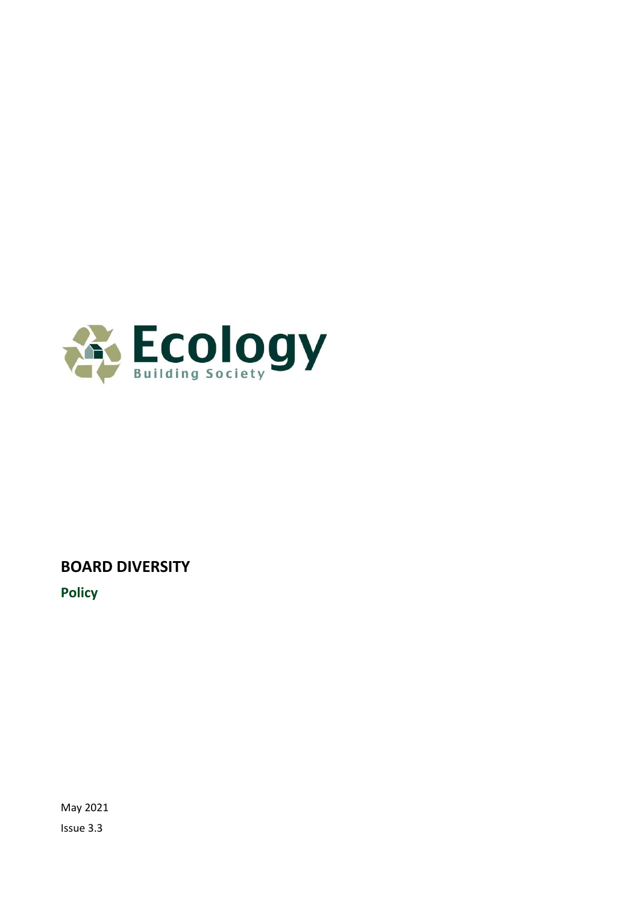Ecology

Building Society

# BOARD DIVERSITY

## Policy

May 2021

Issue 3.3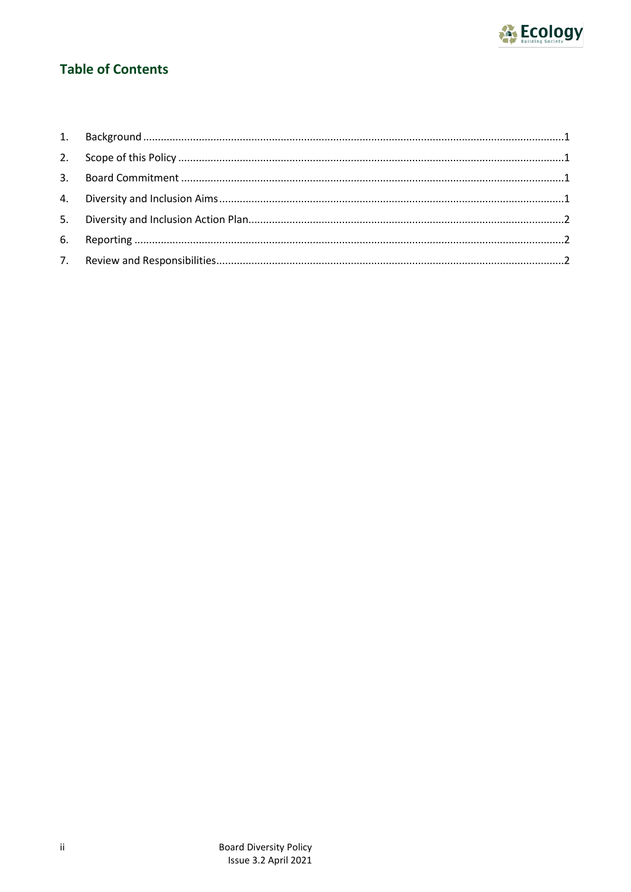## Table of Contents

1. Background ....................................................................................................................................1
2. Scope of this Policy ..........................................................................................................................1
3. Board Commitment ..........................................................................................................................1
4. Diversity and Inclusion Aims.............................................................................................................1
5. Diversity and Inclusion Action Plan...................................................................................................2
6. Reporting .........................................................................................................................................2
7. Review and Responsibilities..............................................................................................................2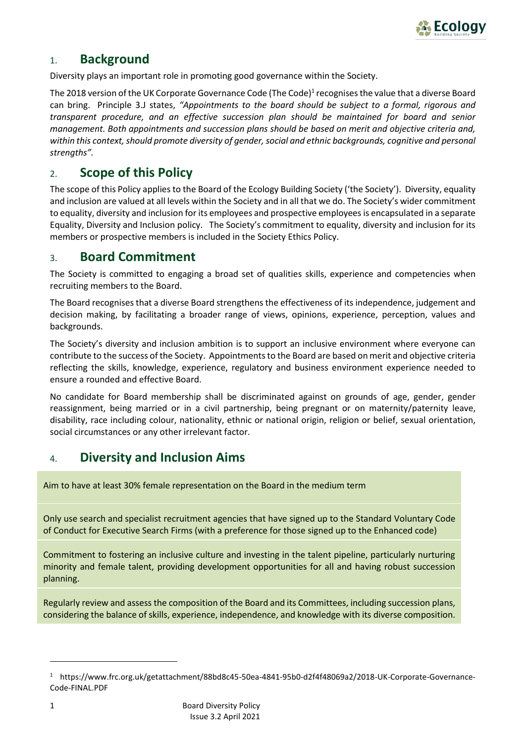## 1. Background

Diversity plays an important role in promoting good governance within the Society.

The 2018 version of the UK Corporate Governance Code (The Code)[1] recognises the value that a diverse Board can bring. Principle 3.J states, *"Appointments to the board should be subject to a formal, rigorous and transparent procedure, and an effective succession plan should be maintained for board and senior management. Both appointments and succession plans should be based on merit and objective criteria and, within this context, should promote diversity of gender, social and ethnic backgrounds, cognitive and personal strengths".*

## 2. Scope of this Policy

The scope of this Policy applies to the Board of the Ecology Building Society ('the Society'). Diversity, equality and inclusion are valued at all levels within the Society and in all that we do. The Society's wider commitment to equality, diversity and inclusion for its employees and prospective employees is encapsulated in a separate Equality, Diversity and Inclusion policy. The Society's commitment to equality, diversity and inclusion for its members or prospective members is included in the Society Ethics Policy.

## 3. Board Commitment

The Society is committed to engaging a broad set of qualities skills, experience and competencies when recruiting members to the Board.

The Board recognises that a diverse Board strengthens the effectiveness of its independence, judgement and decision making, by facilitating a broader range of views, opinions, experience, perception, values and backgrounds.

The Society's diversity and inclusion ambition is to support an inclusive environment where everyone can contribute to the success of the Society. Appointments to the Board are based on merit and objective criteria reflecting the skills, knowledge, experience, regulatory and business environment experience needed to ensure a rounded and effective Board.

No candidate for Board membership shall be discriminated against on grounds of age, gender, gender reassignment, being married or in a civil partnership, being pregnant or on maternity/paternity leave, disability, race including colour, nationality, ethnic or national origin, religion or belief, sexual orientation, social circumstances or any other irrelevant factor.

## 4. Diversity and Inclusion Aims

| |
|---|
| Aim to have at least 30% female representation on the Board in the medium term |
| Only use search and specialist recruitment agencies that have signed up to the Standard Voluntary Code of Conduct for Executive Search Firms (with a preference for those signed up to the Enhanced code) |
| Commitment to fostering an inclusive culture and investing in the talent pipeline, particularly nurturing minority and female talent, providing development opportunities for all and having robust succession planning. |
| Regularly review and assess the composition of the Board and its Committees, including succession plans, considering the balance of skills, experience, independence, and knowledge with its diverse composition. |

[1] https://www.frc.org.uk/getattachment/88bd8c45-50ea-4841-95b0-d2f4f48069a2/2018-UK-Corporate-Governance-Code-FINAL.PDF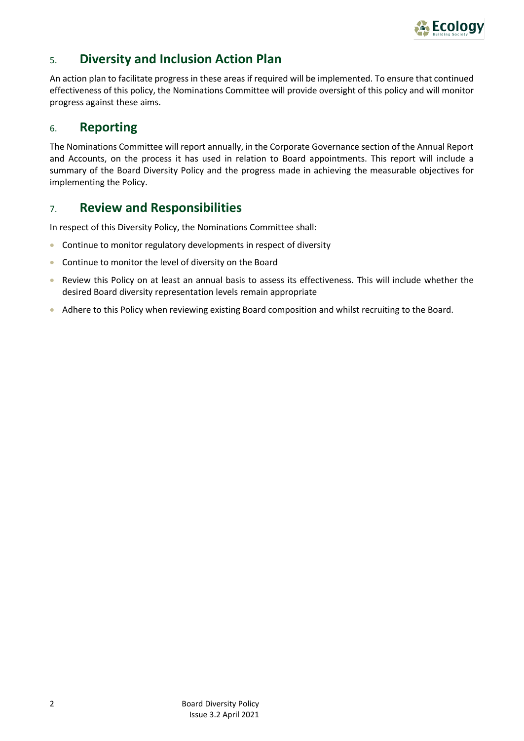## 5. Diversity and Inclusion Action Plan

An action plan to facilitate progress in these areas if required will be implemented. To ensure that continued effectiveness of this policy, the Nominations Committee will provide oversight of this policy and will monitor progress against these aims.

## 6. Reporting

The Nominations Committee will report annually, in the Corporate Governance section of the Annual Report and Accounts, on the process it has used in relation to Board appointments. This report will include a summary of the Board Diversity Policy and the progress made in achieving the measurable objectives for implementing the Policy.

## 7. Review and Responsibilities

In respect of this Diversity Policy, the Nominations Committee shall:

- Continue to monitor regulatory developments in respect of diversity
- Continue to monitor the level of diversity on the Board
- Review this Policy on at least an annual basis to assess its effectiveness. This will include whether the desired Board diversity representation levels remain appropriate
- Adhere to this Policy when reviewing existing Board composition and whilst recruiting to the Board.